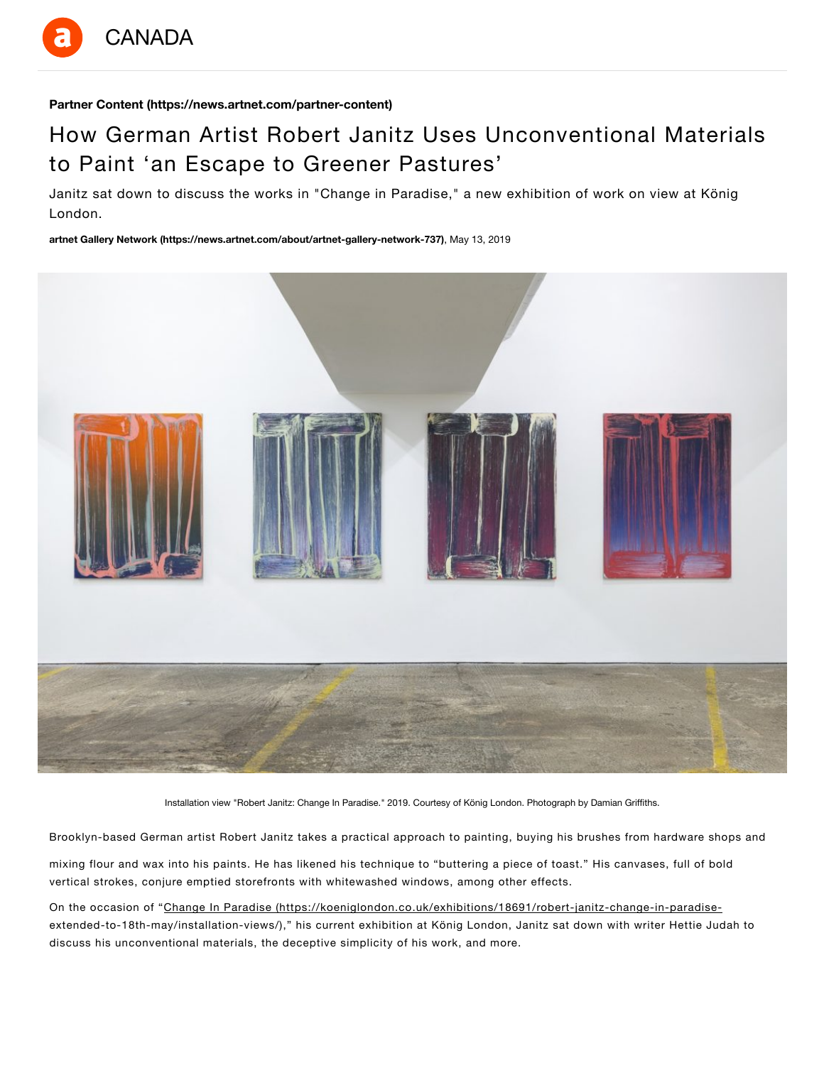**Partner Content (https://news.artnet.com/partner-content)**

# How German Artist Robert Janitz Uses Unconventional Materials to Paint 'an Escape to Greener Pastures'

Janitz sat down to discuss the works in "Change in Paradise," a new exhibition of work on view at König London.

**artnet Gallery Network (https://news.artnet.com/about/artnet-gallery-network-737)**, May 13, 2019

Installation view "Robert Janitz: Change In Paradise." 2019. Courtesy of König London. Photograph by Damian Griffiths.

Brooklyn-based German artist Robert Janitz takes a practical approach to painting, buying his brushes from hardware shops and mixing flour and wax into his paints. He has likened his technique to "buttering a piece of toast." His canvases, full of bold vertical strokes, conjure emptied storefronts with whitewashed windows, among other effects.

On the occasion of "Change In Paradise (https://koeniglondon.co.uk/exhibitions/18691/robert-janitz-change-in-paradise-extended-to-18th-may/installation-views/)," his current exhibition at König London, Janitz sat down with writer Hettie Judah to discuss his unconventional materials, the deceptive simplicity of his work, and more.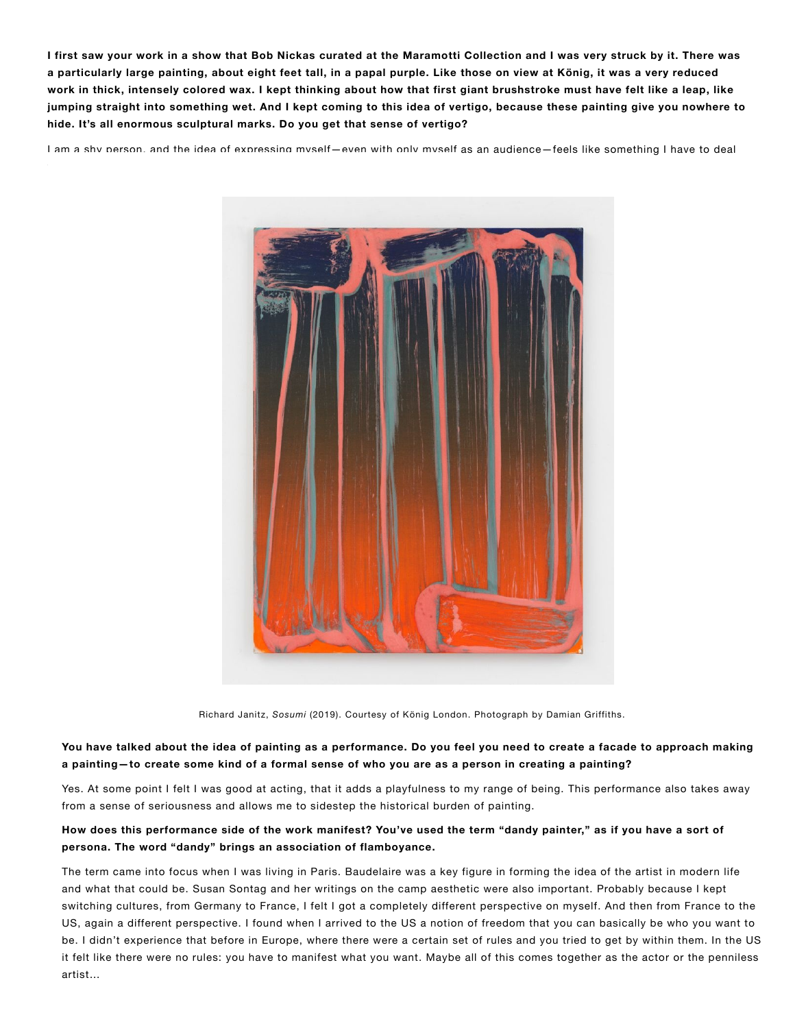**I first saw your work in a show that Bob Nickas curated at the Maramotti Collection and I was very struck by it. There was a particularly large painting, about eight feet tall, in a papal purple. Like those on view at König, it was a very reduced work in thick, intensely colored wax. I kept thinking about how that first giant brushstroke must have felt like a leap, like jumping straight into something wet. And I kept coming to this idea of vertigo, because these painting give you nowhere to hide. It's all enormous sculptural marks. Do you get that sense of vertigo?**

I am a shy person, and the idea of expressing myself—even with only myself as an audience—feels like something I have to deal

Richard Janitz, *Sosumi* (2019). Courtesy of König London. Photograph by Damian Griffiths.

**You have talked about the idea of painting as a performance. Do you feel you need to create a facade to approach making a painting—to create some kind of a formal sense of who you are as a person in creating a painting?**

Yes. At some point I felt I was good at acting, that it adds a playfulness to my range of being. This performance also takes away from a sense of seriousness and allows me to sidestep the historical burden of painting.

**How does this performance side of the work manifest? You've used the term "dandy painter," as if you have a sort of persona. The word "dandy" brings an association of flamboyance.**

The term came into focus when I was living in Paris. Baudelaire was a key figure in forming the idea of the artist in modern life and what that could be. Susan Sontag and her writings on the camp aesthetic were also important. Probably because I kept switching cultures, from Germany to France, I felt I got a completely different perspective on myself. And then from France to the US, again a different perspective. I found when I arrived to the US a notion of freedom that you can basically be who you want to be. I didn't experience that before in Europe, where there were a certain set of rules and you tried to get by within them. In the US it felt like there were no rules: you have to manifest what you want. Maybe all of this comes together as the actor or the penniless artist...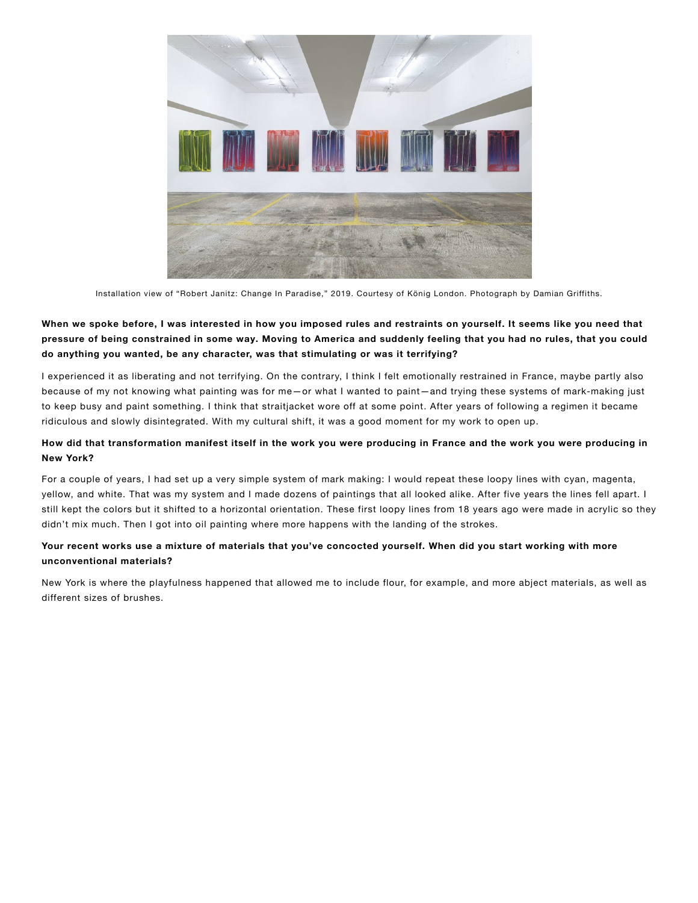Installation view of "Robert Janitz: Change In Paradise," 2019. Courtesy of König London. Photograph by Damian Griffiths.

**When we spoke before, I was interested in how you imposed rules and restraints on yourself. It seems like you need that pressure of being constrained in some way. Moving to America and suddenly feeling that you had no rules, that you could do anything you wanted, be any character, was that stimulating or was it terrifying?**

I experienced it as liberating and not terrifying. On the contrary, I think I felt emotionally restrained in France, maybe partly also because of my not knowing what painting was for me—or what I wanted to paint—and trying these systems of mark-making just to keep busy and paint something. I think that straitjacket wore off at some point. After years of following a regimen it became ridiculous and slowly disintegrated. With my cultural shift, it was a good moment for my work to open up.

**How did that transformation manifest itself in the work you were producing in France and the work you were producing in New York?**

For a couple of years, I had set up a very simple system of mark making: I would repeat these loopy lines with cyan, magenta, yellow, and white. That was my system and I made dozens of paintings that all looked alike. After five years the lines fell apart. I still kept the colors but it shifted to a horizontal orientation. These first loopy lines from 18 years ago were made in acrylic so they didn't mix much. Then I got into oil painting where more happens with the landing of the strokes.

**Your recent works use a mixture of materials that you've concocted yourself. When did you start working with more unconventional materials?**

New York is where the playfulness happened that allowed me to include flour, for example, and more abject materials, as well as different sizes of brushes.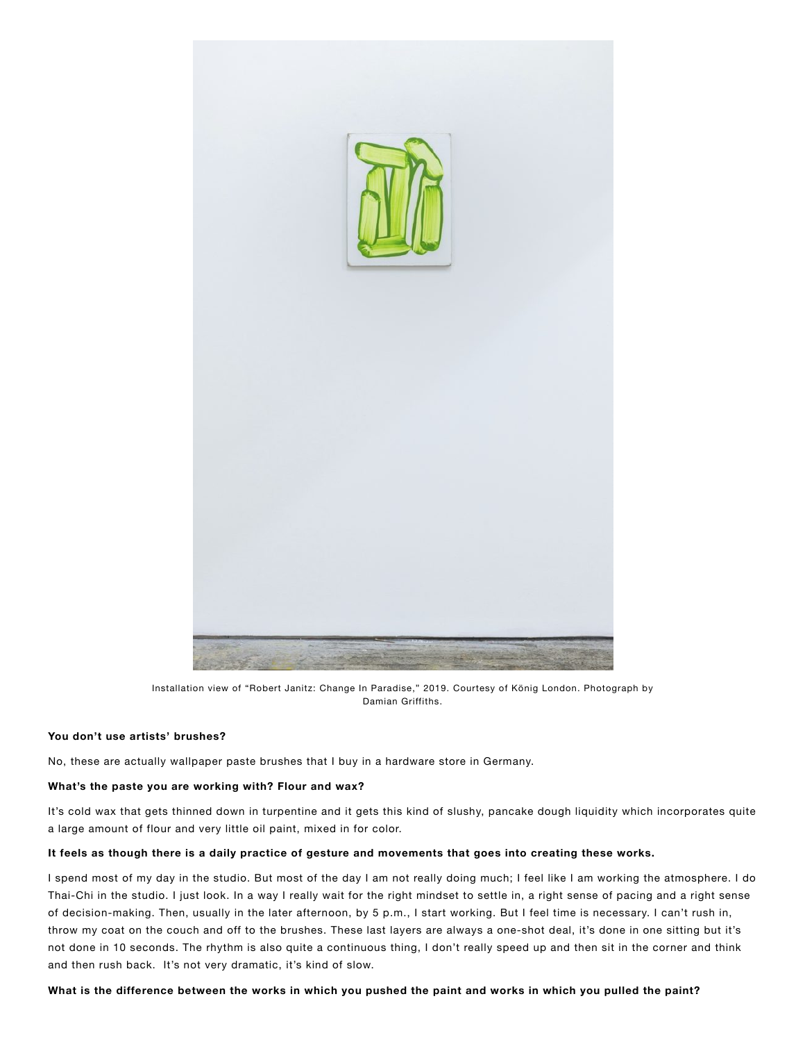Installation view of “Robert Janitz: Change In Paradise,” 2019. Courtesy of König London. Photograph by Damian Griffiths.

**You don’t use artists’ brushes?**

No, these are actually wallpaper paste brushes that I buy in a hardware store in Germany.

**What’s the paste you are working with? Flour and wax?**

It’s cold wax that gets thinned down in turpentine and it gets this kind of slushy, pancake dough liquidity which incorporates quite a large amount of flour and very little oil paint, mixed in for color.

**It feels as though there is a daily practice of gesture and movements that goes into creating these works.**

I spend most of my day in the studio. But most of the day I am not really doing much; I feel like I am working the atmosphere. I do Thai-Chi in the studio. I just look. In a way I really wait for the right mindset to settle in, a right sense of pacing and a right sense of decision-making. Then, usually in the later afternoon, by 5 p.m., I start working. But I feel time is necessary. I can’t rush in, throw my coat on the couch and off to the brushes. These last layers are always a one-shot deal, it’s done in one sitting but it’s not done in 10 seconds. The rhythm is also quite a continuous thing, I don’t really speed up and then sit in the corner and think and then rush back. It’s not very dramatic, it’s kind of slow.

**What is the difference between the works in which you pushed the paint and works in which you pulled the paint?**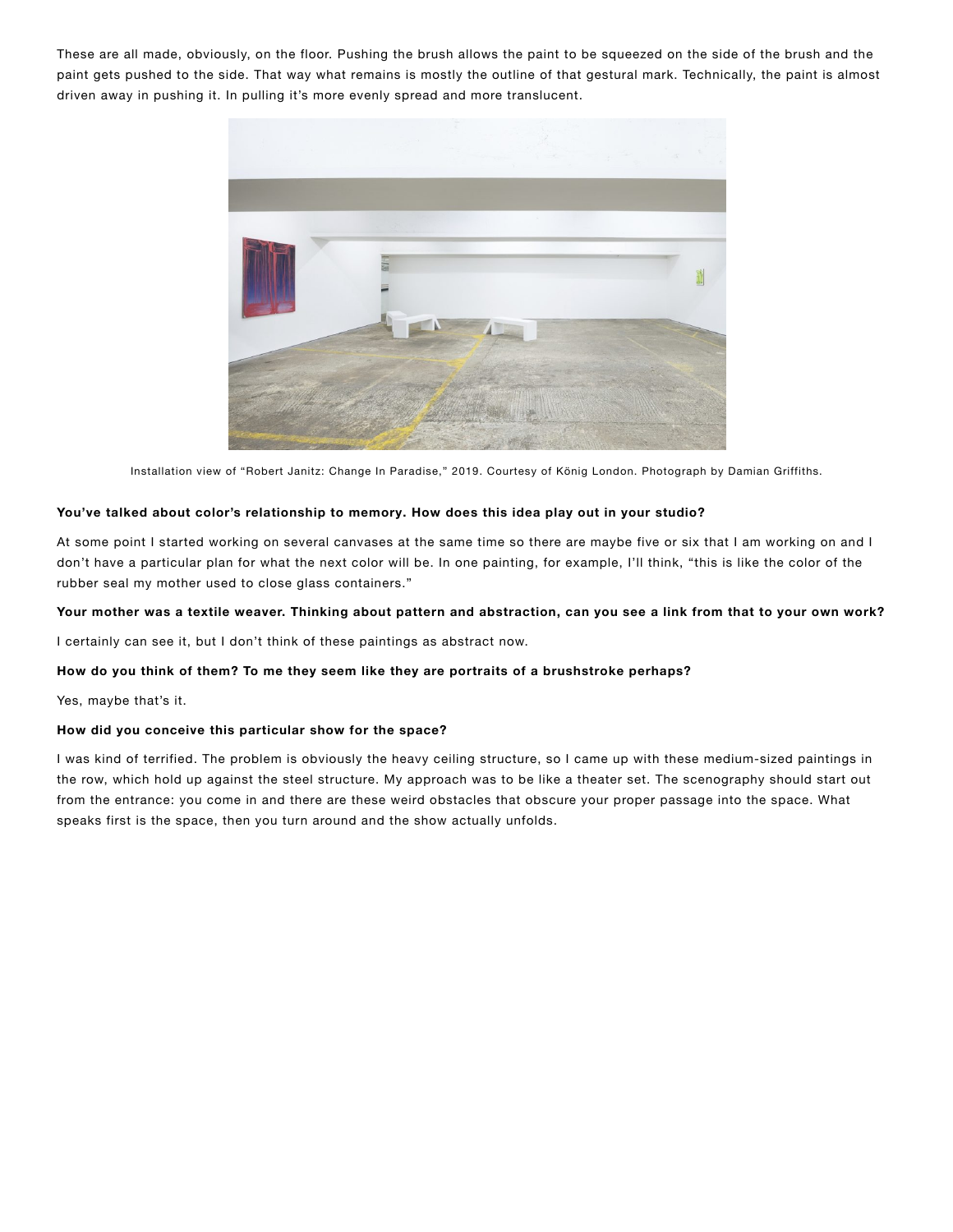These are all made, obviously, on the floor. Pushing the brush allows the paint to be squeezed on the side of the brush and the paint gets pushed to the side. That way what remains is mostly the outline of that gestural mark. Technically, the paint is almost driven away in pushing it. In pulling it's more evenly spread and more translucent.

Installation view of "Robert Janitz: Change In Paradise," 2019. Courtesy of König London. Photograph by Damian Griffiths.

**You've talked about color's relationship to memory. How does this idea play out in your studio?**

At some point I started working on several canvases at the same time so there are maybe five or six that I am working on and I don't have a particular plan for what the next color will be. In one painting, for example, I'll think, "this is like the color of the rubber seal my mother used to close glass containers."

**Your mother was a textile weaver. Thinking about pattern and abstraction, can you see a link from that to your own work?**

I certainly can see it, but I don't think of these paintings as abstract now.

**How do you think of them? To me they seem like they are portraits of a brushstroke perhaps?**

Yes, maybe that's it.

**How did you conceive this particular show for the space?**

I was kind of terrified. The problem is obviously the heavy ceiling structure, so I came up with these medium-sized paintings in the row, which hold up against the steel structure. My approach was to be like a theater set. The scenography should start out from the entrance: you come in and there are these weird obstacles that obscure your proper passage into the space. What speaks first is the space, then you turn around and the show actually unfolds.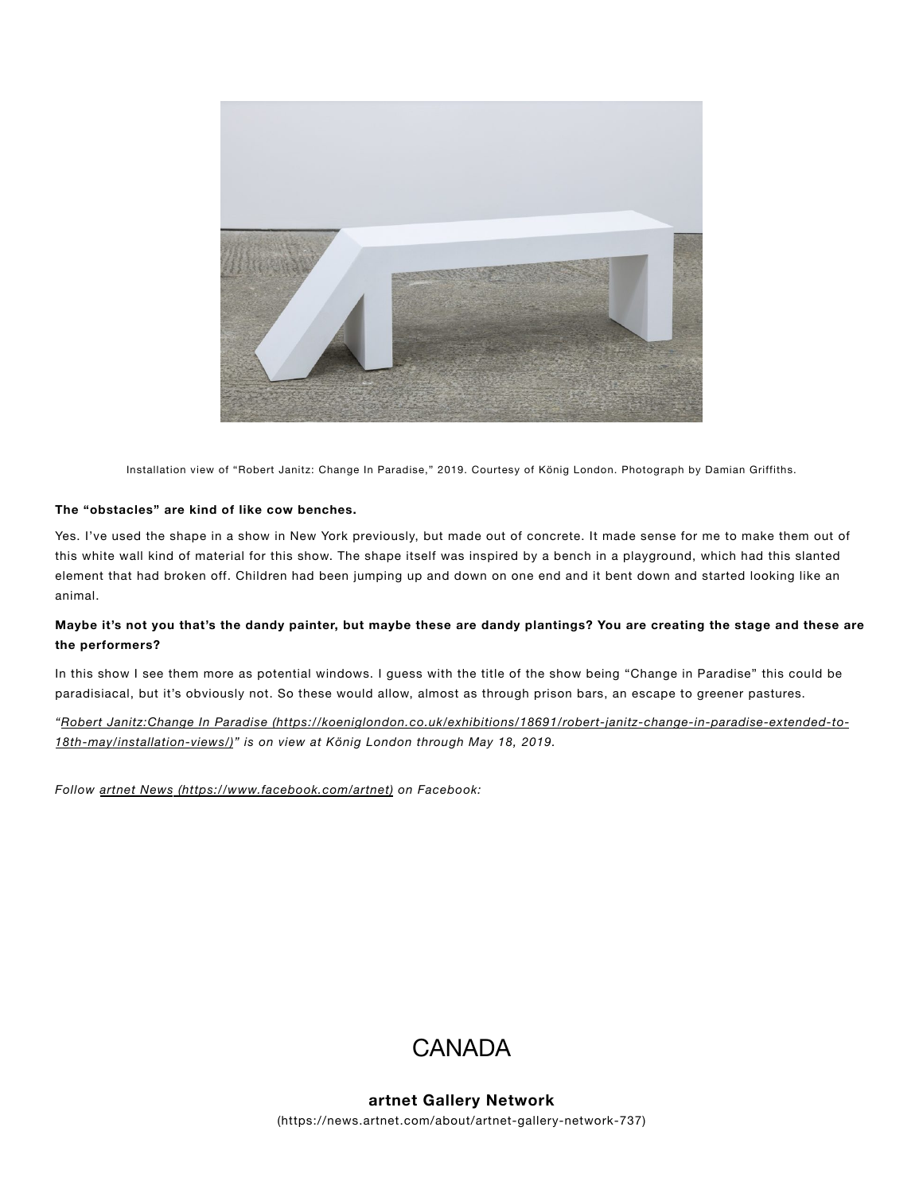Installation view of "Robert Janitz: Change In Paradise," 2019. Courtesy of König London. Photograph by Damian Griffiths.

**The "obstacles" are kind of like cow benches.**

Yes. I've used the shape in a show in New York previously, but made out of concrete. It made sense for me to make them out of this white wall kind of material for this show. The shape itself was inspired by a bench in a playground, which had this slanted element that had broken off. Children had been jumping up and down on one end and it bent down and started looking like an animal.

**Maybe it's not you that's the dandy painter, but maybe these are dandy plantings? You are creating the stage and these are the performers?**

In this show I see them more as potential windows. I guess with the title of the show being "Change in Paradise" this could be paradisiacal, but it's obviously not. So these would allow, almost as through prison bars, an escape to greener pastures.

*"Robert Janitz:Change In Paradise (https://koeniglondon.co.uk/exhibitions/18691/robert-janitz-change-in-paradise-extended-to-18th-may/installation-views/)" is on view at König London through May 18, 2019.*

*Follow artnet News (https://www.facebook.com/artnet) on Facebook:*

CANADA

**artnet Gallery Network**
(https://news.artnet.com/about/artnet-gallery-network-737)